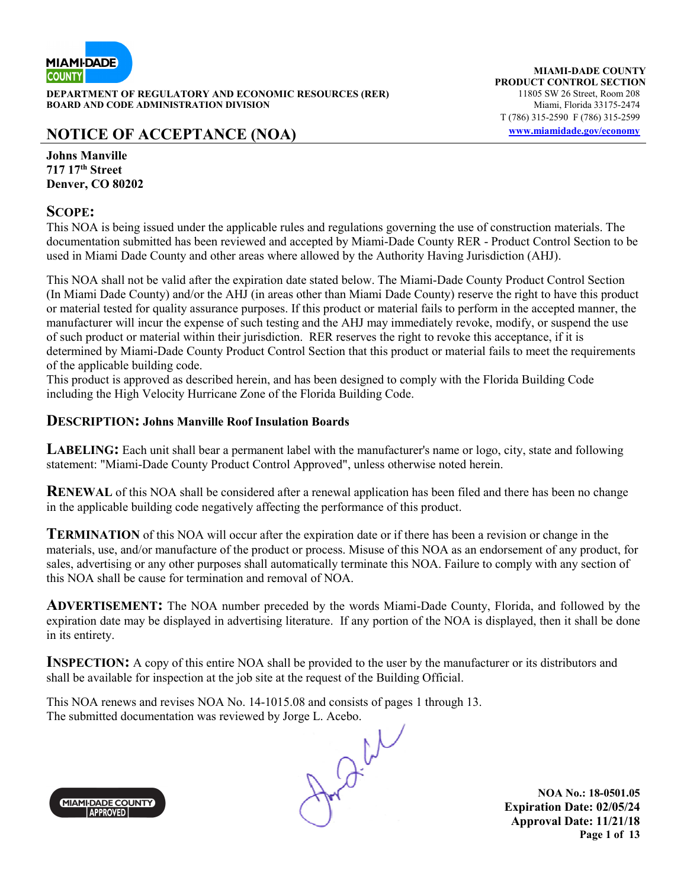**DEPARTMENT OF REGULATORY AND ECONOMIC RESOURCES (RER)**
**BOARD AND CODE ADMINISTRATION DIVISION**

**MIAMI-DADE COUNTY**
**PRODUCT CONTROL SECTION**
11805 SW 26 Street, Room 208
Miami, Florida 33175-2474
T (786) 315-2590 F (786) 315-2599
**www.miamidade.gov/economy**

# NOTICE OF ACCEPTANCE (NOA)

**Johns Manville**
**717 17th Street**
**Denver, CO 80202**

## SCOPE:

This NOA is being issued under the applicable rules and regulations governing the use of construction materials. The documentation submitted has been reviewed and accepted by Miami-Dade County RER - Product Control Section to be used in Miami Dade County and other areas where allowed by the Authority Having Jurisdiction (AHJ).

This NOA shall not be valid after the expiration date stated below. The Miami-Dade County Product Control Section (In Miami Dade County) and/or the AHJ (in areas other than Miami Dade County) reserve the right to have this product or material tested for quality assurance purposes. If this product or material fails to perform in the accepted manner, the manufacturer will incur the expense of such testing and the AHJ may immediately revoke, modify, or suspend the use of such product or material within their jurisdiction. RER reserves the right to revoke this acceptance, if it is determined by Miami-Dade County Product Control Section that this product or material fails to meet the requirements of the applicable building code.
This product is approved as described herein, and has been designed to comply with the Florida Building Code including the High Velocity Hurricane Zone of the Florida Building Code.

**DESCRIPTION: Johns Manville Roof Insulation Boards**

**LABELING:** Each unit shall bear a permanent label with the manufacturer's name or logo, city, state and following statement: "Miami-Dade County Product Control Approved", unless otherwise noted herein.

**RENEWAL** of this NOA shall be considered after a renewal application has been filed and there has been no change in the applicable building code negatively affecting the performance of this product.

**TERMINATION** of this NOA will occur after the expiration date or if there has been a revision or change in the materials, use, and/or manufacture of the product or process. Misuse of this NOA as an endorsement of any product, for sales, advertising or any other purposes shall automatically terminate this NOA. Failure to comply with any section of this NOA shall be cause for termination and removal of NOA.

**ADVERTISEMENT:** The NOA number preceded by the words Miami-Dade County, Florida, and followed by the expiration date may be displayed in advertising literature. If any portion of the NOA is displayed, then it shall be done in its entirety.

**INSPECTION:** A copy of this entire NOA shall be provided to the user by the manufacturer or its distributors and shall be available for inspection at the job site at the request of the Building Official.

This NOA renews and revises NOA No. 14-1015.08 and consists of pages 1 through 13.
The submitted documentation was reviewed by Jorge L. Acebo.

**NOA No.: 18-0501.05**
**Expiration Date: 02/05/24**
**Approval Date: 11/21/18**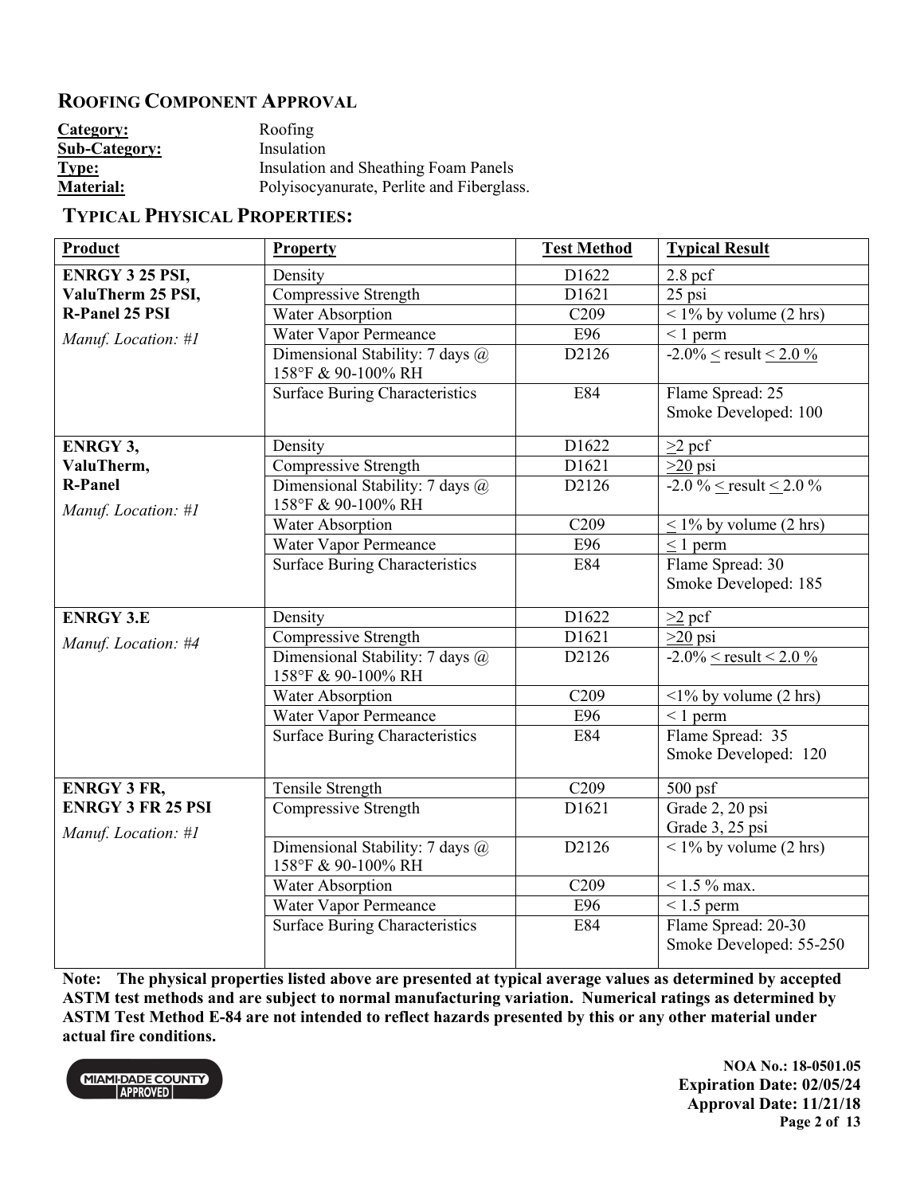## ROOFING COMPONENT APPROVAL

**Category:** Roofing
**Sub-Category:** Insulation
**Type:** Insulation and Sheathing Foam Panels
**Material:** Polyisocyanurate, Perlite and Fiberglass.

## TYPICAL PHYSICAL PROPERTIES:

| Product | Property | Test Method | Typical Result |
|---|---|---|---|
| **ENRGY 3 25 PSI, ValuTherm 25 PSI, R-Panel 25 PSI** *Manuf. Location: #1* | Density | D1622 | 2.8 pcf |
| | Compressive Strength | D1621 | 25 psi |
| | Water Absorption | C209 | < 1% by volume (2 hrs) |
| | Water Vapor Permeance | E96 | < 1 perm |
| | Dimensional Stability: 7 days @ 158°F & 90-100% RH | D2126 | -2.0% ≤ result ≤ 2.0 % |
| | Surface Buring Characteristics | E84 | Flame Spread: 25 Smoke Developed: 100 |
| **ENRGY 3, ValuTherm, R-Panel** *Manuf. Location: #1* | Density | D1622 | ≥2 pcf |
| | Compressive Strength | D1621 | ≥20 psi |
| | Dimensional Stability: 7 days @ 158°F & 90-100% RH | D2126 | -2.0 % ≤ result ≤ 2.0 % |
| | Water Absorption | C209 | ≤ 1% by volume (2 hrs) |
| | Water Vapor Permeance | E96 | ≤ 1 perm |
| | Surface Buring Characteristics | E84 | Flame Spread: 30 Smoke Developed: 185 |
| **ENRGY 3.E** *Manuf. Location: #4* | Density | D1622 | ≥2 pcf |
| | Compressive Strength | D1621 | ≥20 psi |
| | Dimensional Stability: 7 days @ 158°F & 90-100% RH | D2126 | -2.0% ≤ result ≤ 2.0 % |
| | Water Absorption | C209 | <1% by volume (2 hrs) |
| | Water Vapor Permeance | E96 | < 1 perm |
| | Surface Buring Characteristics | E84 | Flame Spread: 35 Smoke Developed: 120 |
| **ENRGY 3 FR, ENRGY 3 FR 25 PSI** *Manuf. Location: #1* | Tensile Strength | C209 | 500 psf |
| | Compressive Strength | D1621 | Grade 2, 20 psi Grade 3, 25 psi |
| | Dimensional Stability: 7 days @ 158°F & 90-100% RH | D2126 | < 1% by volume (2 hrs) |
| | Water Absorption | C209 | < 1.5 % max. |
| | Water Vapor Permeance | E96 | < 1.5 perm |
| | Surface Buring Characteristics | E84 | Flame Spread: 20-30 Smoke Developed: 55-250 |

**Note: The physical properties listed above are presented at typical average values as determined by accepted ASTM test methods and are subject to normal manufacturing variation. Numerical ratings as determined by ASTM Test Method E-84 are not intended to reflect hazards presented by this or any other material under actual fire conditions.**

MIAMI-DADE COUNTY APPROVED

**NOA No.: 18-0501.05**
**Expiration Date: 02/05/24**
**Approval Date: 11/21/18**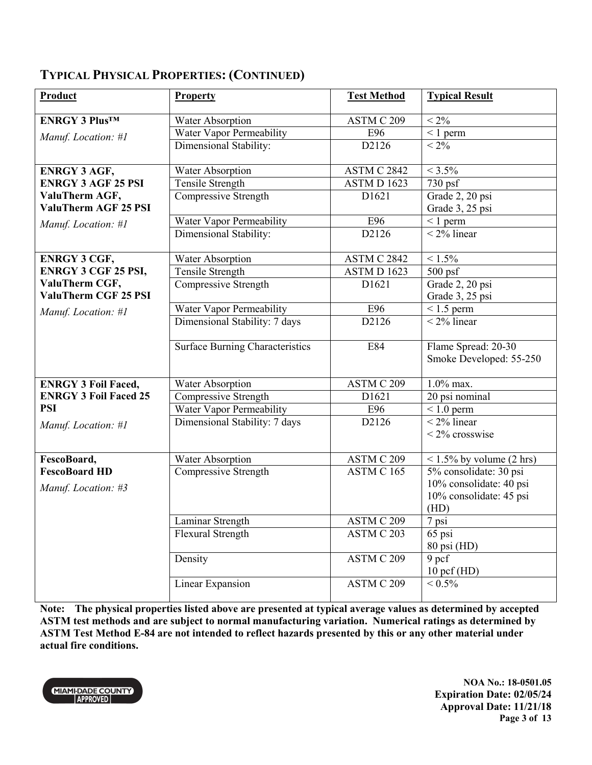## TYPICAL PHYSICAL PROPERTIES: (CONTINUED)

| Product | Property | Test Method | Typical Result |
|---|---|---|---|
| **ENRGY 3 Plus™**<br>*Manuf. Location: #1* | Water Absorption | ASTM C 209 | < 2% |
| | Water Vapor Permeability | E96 | < 1 perm |
| | Dimensional Stability: | D2126 | < 2% |
| **ENRGY 3 AGF, ENRGY 3 AGF 25 PSI ValuTherm AGF, ValuTherm AGF 25 PSI**<br>*Manuf. Location: #1* | Water Absorption | ASTM C 2842 | < 3.5% |
| | Tensile Strength | ASTM D 1623 | 730 psf |
| | Compressive Strength | D1621 | Grade 2, 20 psi<br>Grade 3, 25 psi |
| | Water Vapor Permeability | E96 | < 1 perm |
| | Dimensional Stability: | D2126 | < 2% linear |
| **ENRGY 3 CGF, ENRGY 3 CGF 25 PSI, ValuTherm CGF, ValuTherm CGF 25 PSI**<br>*Manuf. Location: #1* | Water Absorption | ASTM C 2842 | < 1.5% |
| | Tensile Strength | ASTM D 1623 | 500 psf |
| | Compressive Strength | D1621 | Grade 2, 20 psi<br>Grade 3, 25 psi |
| | Water Vapor Permeability | E96 | < 1.5 perm |
| | Dimensional Stability: 7 days | D2126 | < 2% linear |
| | Surface Burning Characteristics | E84 | Flame Spread: 20-30<br>Smoke Developed: 55-250 |
| **ENRGY 3 Foil Faced, ENRGY 3 Foil Faced 25 PSI**<br>*Manuf. Location: #1* | Water Absorption | ASTM C 209 | 1.0% max. |
| | Compressive Strength | D1621 | 20 psi nominal |
| | Water Vapor Permeability | E96 | < 1.0 perm |
| | Dimensional Stability: 7 days | D2126 | < 2% linear<br>< 2% crosswise |
| **FescoBoard, FescoBoard HD**<br>*Manuf. Location: #3* | Water Absorption | ASTM C 209 | < 1.5% by volume (2 hrs) |
| | Compressive Strength | ASTM C 165 | 5% consolidate: 30 psi<br>10% consolidate: 40 psi<br>10% consolidate: 45 psi (HD) |
| | Laminar Strength | ASTM C 209 | 7 psi |
| | Flexural Strength | ASTM C 203 | 65 psi<br>80 psi (HD) |
| | Density | ASTM C 209 | 9 pcf<br>10 pcf (HD) |
| | Linear Expansion | ASTM C 209 | < 0.5% |

**Note: The physical properties listed above are presented at typical average values as determined by accepted ASTM test methods and are subject to normal manufacturing variation. Numerical ratings as determined by ASTM Test Method E-84 are not intended to reflect hazards presented by this or any other material under actual fire conditions.**

MIAMI-DADE COUNTY APPROVED

**NOA No.: 18-0501.05**
**Expiration Date: 02/05/24**
**Approval Date: 11/21/18**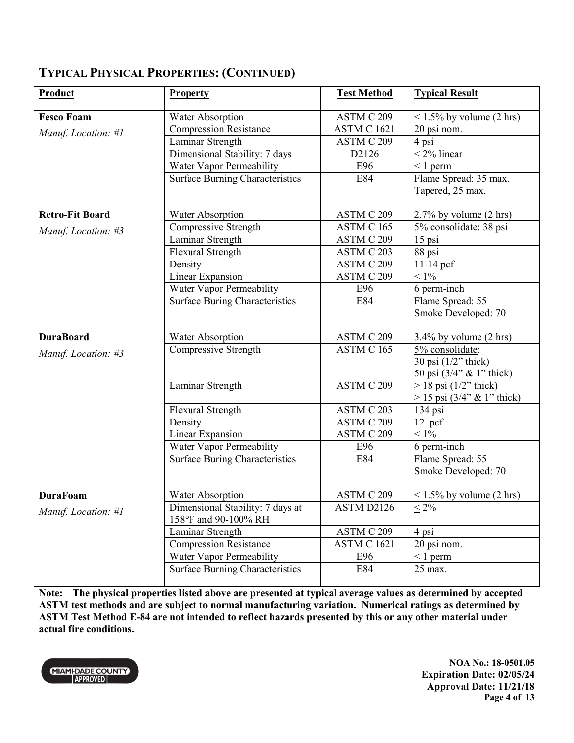## TYPICAL PHYSICAL PROPERTIES: (CONTINUED)

| Product | Property | Test Method | Typical Result |
|---|---|---|---|
| **Fesco Foam**<br>*Manuf. Location: #1* | Water Absorption | ASTM C 209 | < 1.5% by volume (2 hrs) |
| | Compression Resistance | ASTM C 1621 | 20 psi nom. |
| | Laminar Strength | ASTM C 209 | 4 psi |
| | Dimensional Stability: 7 days | D2126 | < 2% linear |
| | Water Vapor Permeability | E96 | < 1 perm |
| | Surface Burning Characteristics | E84 | Flame Spread: 35 max.<br>Tapered, 25 max. |
| **Retro-Fit Board**<br>*Manuf. Location: #3* | Water Absorption | ASTM C 209 | 2.7% by volume (2 hrs) |
| | Compressive Strength | ASTM C 165 | 5% consolidate: 38 psi |
| | Laminar Strength | ASTM C 209 | 15 psi |
| | Flexural Strength | ASTM C 203 | 88 psi |
| | Density | ASTM C 209 | 11-14 pcf |
| | Linear Expansion | ASTM C 209 | < 1% |
| | Water Vapor Permeability | E96 | 6 perm-inch |
| | Surface Buring Characteristics | E84 | Flame Spread: 55<br>Smoke Developed: 70 |
| **DuraBoard**<br>*Manuf. Location: #3* | Water Absorption | ASTM C 209 | 3.4% by volume (2 hrs) |
| | Compressive Strength | ASTM C 165 | 5% consolidate:<br>30 psi (1/2" thick)<br>50 psi (3/4" & 1" thick) |
| | Laminar Strength | ASTM C 209 | > 18 psi (1/2" thick)<br>> 15 psi (3/4" & 1" thick) |
| | Flexural Strength | ASTM C 203 | 134 psi |
| | Density | ASTM C 209 | 12 pcf |
| | Linear Expansion | ASTM C 209 | < 1% |
| | Water Vapor Permeability | E96 | 6 perm-inch |
| | Surface Buring Characteristics | E84 | Flame Spread: 55<br>Smoke Developed: 70 |
| **DuraFoam**<br>*Manuf. Location: #1* | Water Absorption | ASTM C 209 | < 1.5% by volume (2 hrs) |
| | Dimensional Stability: 7 days at 158°F and 90-100% RH | ASTM D2126 | ≤ 2% |
| | Laminar Strength | ASTM C 209 | 4 psi |
| | Compression Resistance | ASTM C 1621 | 20 psi nom. |
| | Water Vapor Permeability | E96 | < 1 perm |
| | Surface Burning Characteristics | E84 | 25 max. |

**Note: The physical properties listed above are presented at typical average values as determined by accepted ASTM test methods and are subject to normal manufacturing variation. Numerical ratings as determined by ASTM Test Method E-84 are not intended to reflect hazards presented by this or any other material under actual fire conditions.**

MIAMI-DADE COUNTY APPROVED

**NOA No.: 18-0501.05**
**Expiration Date: 02/05/24**
**Approval Date: 11/21/18**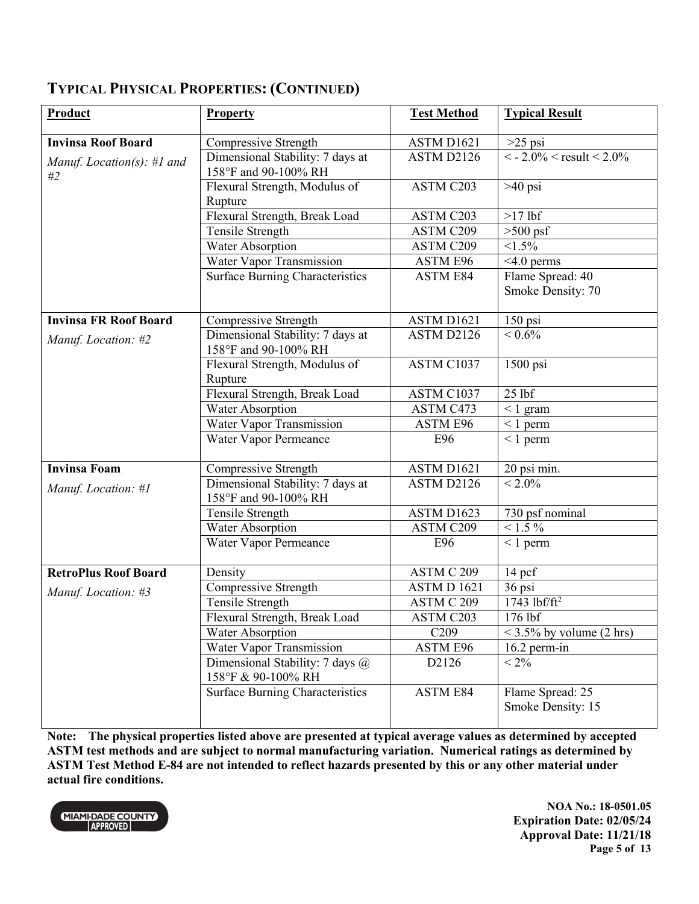## TYPICAL PHYSICAL PROPERTIES: (CONTINUED)

| Product | Property | Test Method | Typical Result |
|---|---|---|---|
| **Invinsa Roof Board** *Manuf. Location(s): #1 and #2* | Compressive Strength | ASTM D1621 | >25 psi |
| | Dimensional Stability: 7 days at 158°F and 90-100% RH | ASTM D2126 | < - 2.0% < result < 2.0% |
| | Flexural Strength, Modulus of Rupture | ASTM C203 | >40 psi |
| | Flexural Strength, Break Load | ASTM C203 | >17 lbf |
| | Tensile Strength | ASTM C209 | >500 psf |
| | Water Absorption | ASTM C209 | <1.5% |
| | Water Vapor Transmission | ASTM E96 | <4.0 perms |
| | Surface Burning Characteristics | ASTM E84 | Flame Spread: 40 Smoke Density: 70 |
| **Invinsa FR Roof Board** *Manuf. Location: #2* | Compressive Strength | ASTM D1621 | 150 psi |
| | Dimensional Stability: 7 days at 158°F and 90-100% RH | ASTM D2126 | < 0.6% |
| | Flexural Strength, Modulus of Rupture | ASTM C1037 | 1500 psi |
| | Flexural Strength, Break Load | ASTM C1037 | 25 lbf |
| | Water Absorption | ASTM C473 | < 1 gram |
| | Water Vapor Transmission | ASTM E96 | < 1 perm |
| | Water Vapor Permeance | E96 | < 1 perm |
| **Invinsa Foam** *Manuf. Location: #1* | Compressive Strength | ASTM D1621 | 20 psi min. |
| | Dimensional Stability: 7 days at 158°F and 90-100% RH | ASTM D2126 | < 2.0% |
| | Tensile Strength | ASTM D1623 | 730 psf nominal |
| | Water Absorption | ASTM C209 | < 1.5 % |
| | Water Vapor Permeance | E96 | < 1 perm |
| **RetroPlus Roof Board** *Manuf. Location: #3* | Density | ASTM C 209 | 14 pcf |
| | Compressive Strength | ASTM D 1621 | 36 psi |
| | Tensile Strength | ASTM C 209 | 1743 $lbf/ft^2$ |
| | Flexural Strength, Break Load | ASTM C203 | 176 lbf |
| | Water Absorption | C209 | < 3.5% by volume (2 hrs) |
| | Water Vapor Transmission | ASTM E96 | 16.2 perm-in |
| | Dimensional Stability: 7 days @ 158°F & 90-100% RH | D2126 | < 2% |
| | Surface Burning Characteristics | ASTM E84 | Flame Spread: 25 Smoke Density: 15 |

**Note: The physical properties listed above are presented at typical average values as determined by accepted ASTM test methods and are subject to normal manufacturing variation. Numerical ratings as determined by ASTM Test Method E-84 are not intended to reflect hazards presented by this or any other material under actual fire conditions.**

MIAMI-DADE COUNTY APPROVED

**NOA No.: 18-0501.05**
**Expiration Date: 02/05/24**
**Approval Date: 11/21/18**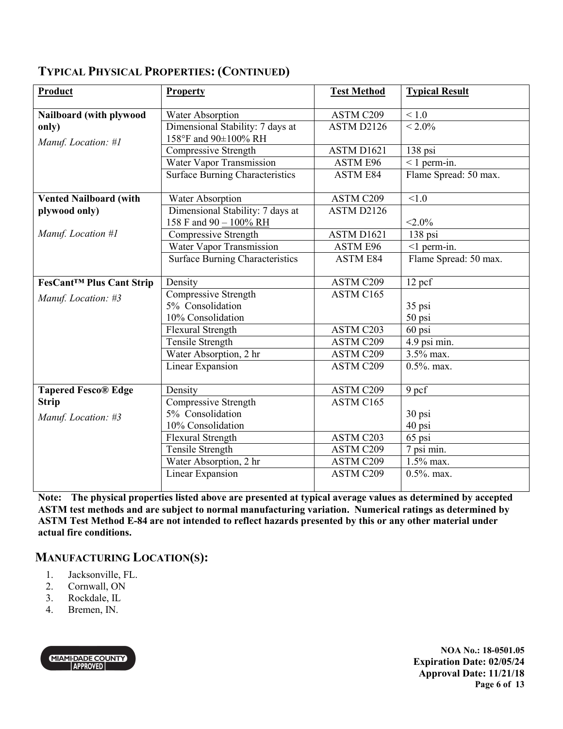## TYPICAL PHYSICAL PROPERTIES: (CONTINUED)

| Product | Property | Test Method | Typical Result |
|---|---|---|---|
| **Nailboard (with plywood only)** *Manuf. Location: #1* | Water Absorption | ASTM C209 | < 1.0 |
| | Dimensional Stability: 7 days at 158°F and 90±100% RH | ASTM D2126 | < 2.0% |
| | Compressive Strength | ASTM D1621 | 138 psi |
| | Water Vapor Transmission | ASTM E96 | < 1 perm-in. |
| | Surface Burning Characteristics | ASTM E84 | Flame Spread: 50 max. |
| **Vented Nailboard (with plywood only)** *Manuf. Location #1* | Water Absorption | ASTM C209 | <1.0 |
| | Dimensional Stability: 7 days at 158 F and 90 – 100% RH | ASTM D2126 | <2.0% |
| | Compressive Strength | ASTM D1621 | 138 psi |
| | Water Vapor Transmission | ASTM E96 | <1 perm-in. |
| | Surface Burning Characteristics | ASTM E84 | Flame Spread: 50 max. |
| **FesCant™ Plus Cant Strip** *Manuf. Location: #3* | Density | ASTM C209 | 12 pcf |
| | Compressive Strength 5% Consolidation 10% Consolidation | ASTM C165 | 35 psi 50 psi |
| | Flexural Strength | ASTM C203 | 60 psi |
| | Tensile Strength | ASTM C209 | 4.9 psi min. |
| | Water Absorption, 2 hr | ASTM C209 | 3.5% max. |
| | Linear Expansion | ASTM C209 | 0.5%. max. |
| **Tapered Fesco® Edge Strip** *Manuf. Location: #3* | Density | ASTM C209 | 9 pcf |
| | Compressive Strength 5% Consolidation 10% Consolidation | ASTM C165 | 30 psi 40 psi |
| | Flexural Strength | ASTM C203 | 65 psi |
| | Tensile Strength | ASTM C209 | 7 psi min. |
| | Water Absorption, 2 hr | ASTM C209 | 1.5% max. |
| | Linear Expansion | ASTM C209 | 0.5%. max. |

**Note: The physical properties listed above are presented at typical average values as determined by accepted ASTM test methods and are subject to normal manufacturing variation. Numerical ratings as determined by ASTM Test Method E-84 are not intended to reflect hazards presented by this or any other material under actual fire conditions.**

## MANUFACTURING LOCATION(S):

1. Jacksonville, FL.
2. Cornwall, ON
3. Rockdale, IL
4. Bremen, IN.

MIAMI-DADE COUNTY APPROVED

**NOA No.: 18-0501.05**
**Expiration Date: 02/05/24**
**Approval Date: 11/21/18**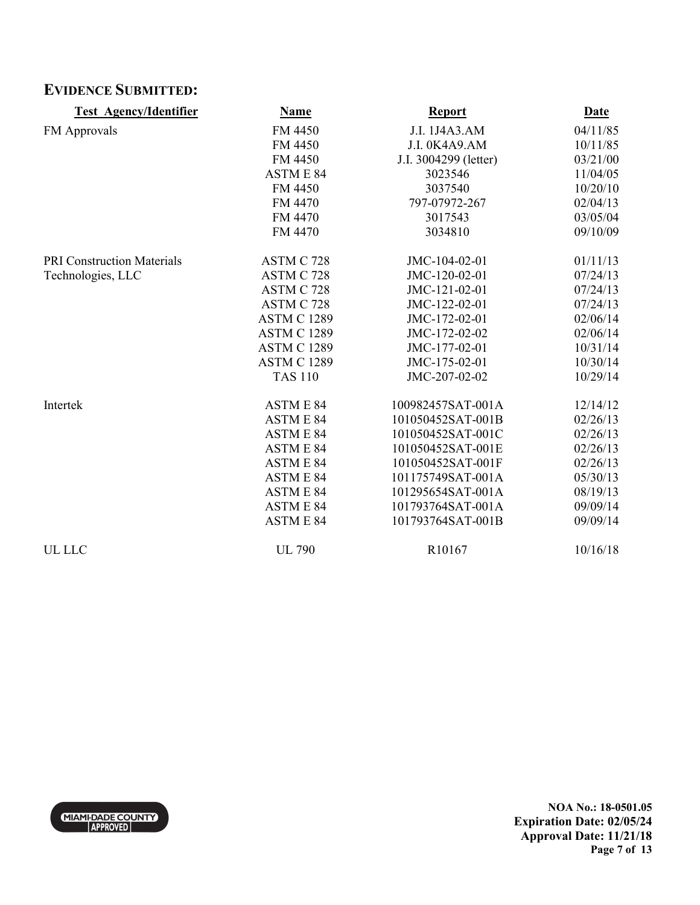## EVIDENCE SUBMITTED:

| Test Agency/Identifier | Name | Report | Date |
|---|---|---|---|
| FM Approvals | FM 4450 | J.I. 1J4A3.AM | 04/11/85 |
| | FM 4450 | J.I. 0K4A9.AM | 10/11/85 |
| | FM 4450 | J.I. 3004299 (letter) | 03/21/00 |
| | ASTM E 84 | 3023546 | 11/04/05 |
| | FM 4450 | 3037540 | 10/20/10 |
| | FM 4470 | 797-07972-267 | 02/04/13 |
| | FM 4470 | 3017543 | 03/05/04 |
| | FM 4470 | 3034810 | 09/10/09 |
| PRI Construction Materials Technologies, LLC | ASTM C 728 | JMC-104-02-01 | 01/11/13 |
| | ASTM C 728 | JMC-120-02-01 | 07/24/13 |
| | ASTM C 728 | JMC-121-02-01 | 07/24/13 |
| | ASTM C 728 | JMC-122-02-01 | 07/24/13 |
| | ASTM C 1289 | JMC-172-02-01 | 02/06/14 |
| | ASTM C 1289 | JMC-172-02-02 | 02/06/14 |
| | ASTM C 1289 | JMC-177-02-01 | 10/31/14 |
| | ASTM C 1289 | JMC-175-02-01 | 10/30/14 |
| | TAS 110 | JMC-207-02-02 | 10/29/14 |
| Intertek | ASTM E 84 | 100982457SAT-001A | 12/14/12 |
| | ASTM E 84 | 101050452SAT-001B | 02/26/13 |
| | ASTM E 84 | 101050452SAT-001C | 02/26/13 |
| | ASTM E 84 | 101050452SAT-001E | 02/26/13 |
| | ASTM E 84 | 101050452SAT-001F | 02/26/13 |
| | ASTM E 84 | 101175749SAT-001A | 05/30/13 |
| | ASTM E 84 | 101295654SAT-001A | 08/19/13 |
| | ASTM E 84 | 101793764SAT-001A | 09/09/14 |
| | ASTM E 84 | 101793764SAT-001B | 09/09/14 |
| UL LLC | UL 790 | R10167 | 10/16/18 |

MIAMI-DADE COUNTY APPROVED

**NOA No.: 18-0501.05**
**Expiration Date: 02/05/24**
**Approval Date: 11/21/18**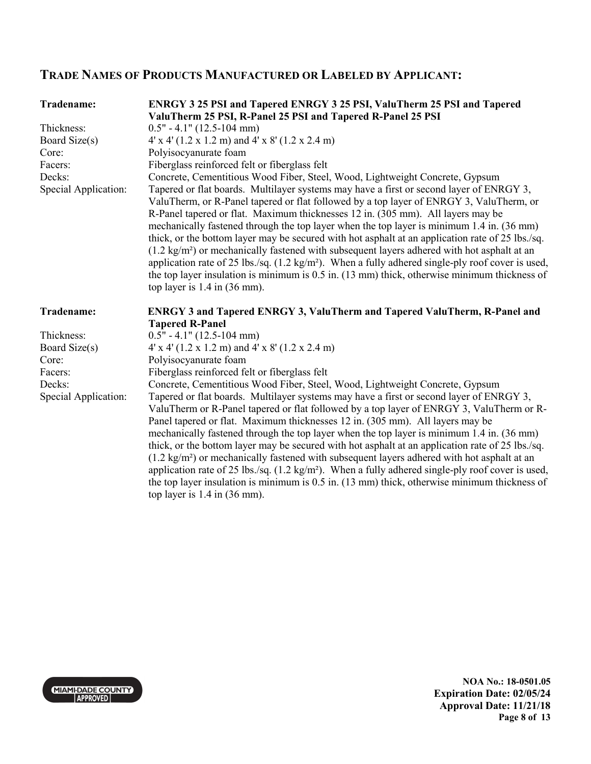## Trade Names of Products Manufactured or Labeled by Applicant:

| | |
|---|---|
| **Tradename:** | **ENRGY 3 25 PSI and Tapered ENRGY 3 25 PSI, ValuTherm 25 PSI and Tapered ValuTherm 25 PSI, R-Panel 25 PSI and Tapered R-Panel 25 PSI** |
| Thickness: | 0.5" - 4.1" (12.5-104 mm) |
| Board Size(s) | 4' x 4' (1.2 x 1.2 m) and 4' x 8' (1.2 x 2.4 m) |
| Core: | Polyisocyanurate foam |
| Facers: | Fiberglass reinforced felt or fiberglass felt |
| Decks: | Concrete, Cementitious Wood Fiber, Steel, Wood, Lightweight Concrete, Gypsum |
| Special Application: | Tapered or flat boards. Multilayer systems may have a first or second layer of ENRGY 3, ValuTherm, or R-Panel tapered or flat followed by a top layer of ENRGY 3, ValuTherm, or R-Panel tapered or flat. Maximum thicknesses 12 in. (305 mm). All layers may be mechanically fastened through the top layer when the top layer is minimum 1.4 in. (36 mm) thick, or the bottom layer may be secured with hot asphalt at an application rate of 25 lbs./sq. (1.2 kg/m²) or mechanically fastened with subsequent layers adhered with hot asphalt at an application rate of 25 lbs./sq. (1.2 kg/m²). When a fully adhered single-ply roof cover is used, the top layer insulation is minimum is 0.5 in. (13 mm) thick, otherwise minimum thickness of top layer is 1.4 in (36 mm). |

| | |
|---|---|
| **Tradename:** | **ENRGY 3 and Tapered ENRGY 3, ValuTherm and Tapered ValuTherm, R-Panel and Tapered R-Panel** |
| Thickness: | 0.5" - 4.1" (12.5-104 mm) |
| Board Size(s) | 4' x 4' (1.2 x 1.2 m) and 4' x 8' (1.2 x 2.4 m) |
| Core: | Polyisocyanurate foam |
| Facers: | Fiberglass reinforced felt or fiberglass felt |
| Decks: | Concrete, Cementitious Wood Fiber, Steel, Wood, Lightweight Concrete, Gypsum |
| Special Application: | Tapered or flat boards. Multilayer systems may have a first or second layer of ENRGY 3, ValuTherm or R-Panel tapered or flat followed by a top layer of ENRGY 3, ValuTherm or R-Panel tapered or flat. Maximum thicknesses 12 in. (305 mm). All layers may be mechanically fastened through the top layer when the top layer is minimum 1.4 in. (36 mm) thick, or the bottom layer may be secured with hot asphalt at an application rate of 25 lbs./sq. (1.2 kg/m²) or mechanically fastened with subsequent layers adhered with hot asphalt at an application rate of 25 lbs./sq. (1.2 kg/m²). When a fully adhered single-ply roof cover is used, the top layer insulation is minimum is 0.5 in. (13 mm) thick, otherwise minimum thickness of top layer is 1.4 in (36 mm). |

**NOA No.: 18-0501.05**
**Expiration Date: 02/05/24**
**Approval Date: 11/21/18**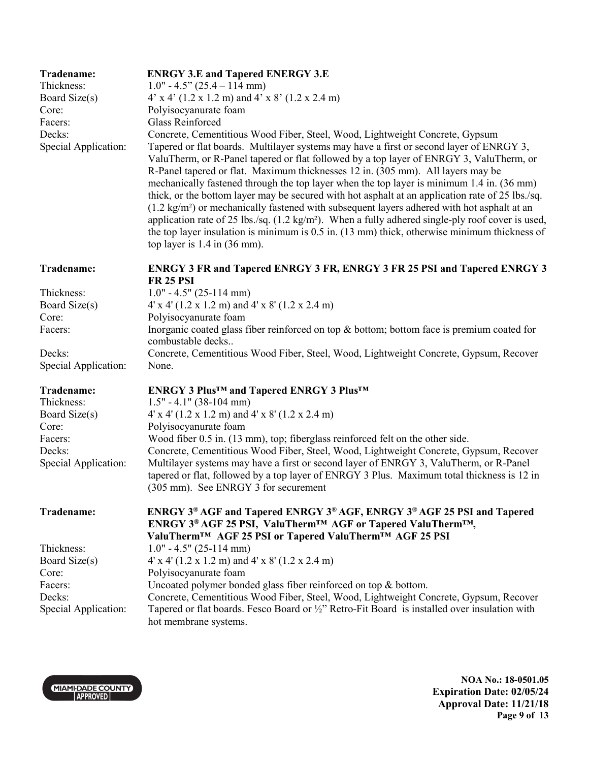| | |
|---|---|
| **Tradename:** | **ENRGY 3.E and Tapered ENERGY 3.E** |
| Thickness: | 1.0" - 4.5" (25.4 – 114 mm) |
| Board Size(s) | 4' x 4' (1.2 x 1.2 m) and 4' x 8' (1.2 x 2.4 m) |
| Core: | Polyisocyanurate foam |
| Facers: | Glass Reinforced |
| Decks: | Concrete, Cementitious Wood Fiber, Steel, Wood, Lightweight Concrete, Gypsum |
| Special Application: | Tapered or flat boards. Multilayer systems may have a first or second layer of ENRGY 3, ValuTherm, or R-Panel tapered or flat followed by a top layer of ENRGY 3, ValuTherm, or R-Panel tapered or flat. Maximum thicknesses 12 in. (305 mm). All layers may be mechanically fastened through the top layer when the top layer is minimum 1.4 in. (36 mm) thick, or the bottom layer may be secured with hot asphalt at an application rate of 25 lbs./sq. (1.2 kg/m²) or mechanically fastened with subsequent layers adhered with hot asphalt at an application rate of 25 lbs./sq. (1.2 kg/m²). When a fully adhered single-ply roof cover is used, the top layer insulation is minimum is 0.5 in. (13 mm) thick, otherwise minimum thickness of top layer is 1.4 in (36 mm). |

| | |
|---|---|
| **Tradename:** | **ENRGY 3 FR and Tapered ENRGY 3 FR, ENRGY 3 FR 25 PSI and Tapered ENRGY 3 FR 25 PSI** |
| Thickness: | 1.0" - 4.5" (25-114 mm) |
| Board Size(s) | 4' x 4' (1.2 x 1.2 m) and 4' x 8' (1.2 x 2.4 m) |
| Core: | Polyisocyanurate foam |
| Facers: | Inorganic coated glass fiber reinforced on top & bottom; bottom face is premium coated for combustable decks.. |
| Decks: | Concrete, Cementitious Wood Fiber, Steel, Wood, Lightweight Concrete, Gypsum, Recover |
| Special Application: | None. |

| | |
|---|---|
| **Tradename:** | **ENRGY 3 Plus™ and Tapered ENRGY 3 Plus™** |
| Thickness: | 1.5" - 4.1" (38-104 mm) |
| Board Size(s) | 4' x 4' (1.2 x 1.2 m) and 4' x 8' (1.2 x 2.4 m) |
| Core: | Polyisocyanurate foam |
| Facers: | Wood fiber 0.5 in. (13 mm), top; fiberglass reinforced felt on the other side. |
| Decks: | Concrete, Cementitious Wood Fiber, Steel, Wood, Lightweight Concrete, Gypsum, Recover |
| Special Application: | Multilayer systems may have a first or second layer of ENRGY 3, ValuTherm, or R-Panel tapered or flat, followed by a top layer of ENRGY 3 Plus. Maximum total thickness is 12 in (305 mm). See ENRGY 3 for securement |

| | |
|---|---|
| **Tradename:** | **ENRGY 3® AGF and Tapered ENRGY 3® AGF, ENRGY 3® AGF 25 PSI and Tapered ENRGY 3® AGF 25 PSI, ValuTherm™ AGF or Tapered ValuTherm™, ValuTherm™ AGF 25 PSI or Tapered ValuTherm™ AGF 25 PSI** |
| Thickness: | 1.0" - 4.5" (25-114 mm) |
| Board Size(s) | 4' x 4' (1.2 x 1.2 m) and 4' x 8' (1.2 x 2.4 m) |
| Core: | Polyisocyanurate foam |
| Facers: | Uncoated polymer bonded glass fiber reinforced on top & bottom. |
| Decks: | Concrete, Cementitious Wood Fiber, Steel, Wood, Lightweight Concrete, Gypsum, Recover |
| Special Application: | Tapered or flat boards. Fesco Board or ½" Retro-Fit Board is installed over insulation with hot membrane systems. |

MIAMI-DADE COUNTY APPROVED

**NOA No.: 18-0501.05**
**Expiration Date: 02/05/24**
**Approval Date: 11/21/18**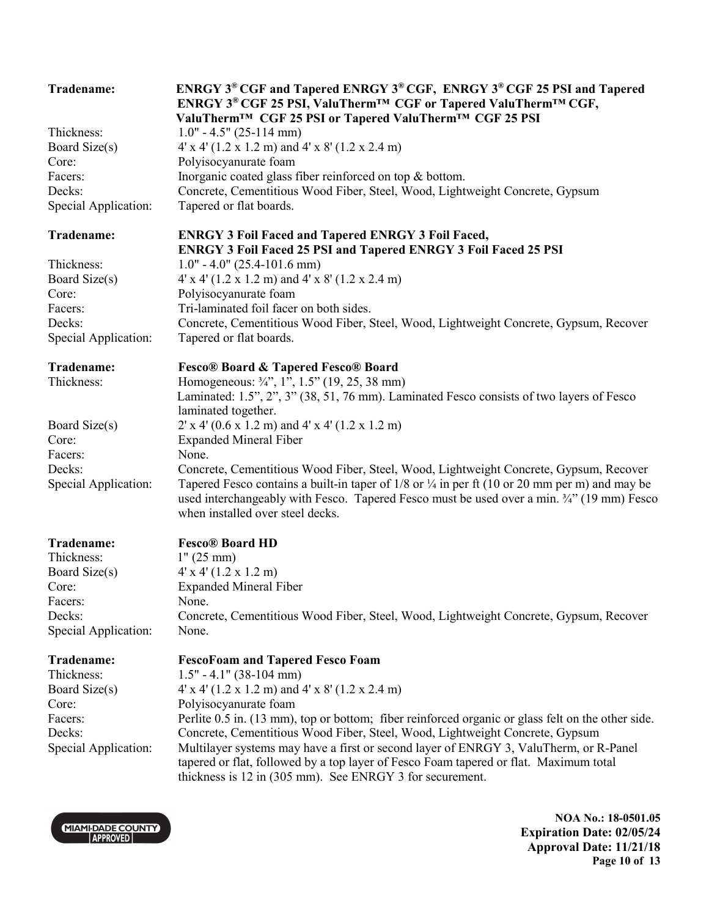**Tradename:** **ENRGY 3® CGF and Tapered ENRGY 3® CGF, ENRGY 3® CGF 25 PSI and Tapered ENRGY 3® CGF 25 PSI, ValuTherm™ CGF or Tapered ValuTherm™ CGF, ValuTherm™ CGF 25 PSI or Tapered ValuTherm™ CGF 25 PSI**

Thickness: 1.0" - 4.5" (25-114 mm)
Board Size(s) 4' x 4' (1.2 x 1.2 m) and 4' x 8' (1.2 x 2.4 m)
Core: Polyisocyanurate foam
Facers: Inorganic coated glass fiber reinforced on top & bottom.
Decks: Concrete, Cementitious Wood Fiber, Steel, Wood, Lightweight Concrete, Gypsum
Special Application: Tapered or flat boards.

**Tradename:** **ENRGY 3 Foil Faced and Tapered ENRGY 3 Foil Faced, ENRGY 3 Foil Faced 25 PSI and Tapered ENRGY 3 Foil Faced 25 PSI**

Thickness: 1.0" - 4.0" (25.4-101.6 mm)
Board Size(s) 4' x 4' (1.2 x 1.2 m) and 4' x 8' (1.2 x 2.4 m)
Core: Polyisocyanurate foam
Facers: Tri-laminated foil facer on both sides.
Decks: Concrete, Cementitious Wood Fiber, Steel, Wood, Lightweight Concrete, Gypsum, Recover
Special Application: Tapered or flat boards.

**Tradename:** **Fesco® Board & Tapered Fesco® Board**

Thickness: Homogeneous: ¾", 1", 1.5" (19, 25, 38 mm)
Laminated: 1.5", 2", 3" (38, 51, 76 mm). Laminated Fesco consists of two layers of Fesco laminated together.
Board Size(s) 2' x 4' (0.6 x 1.2 m) and 4' x 4' (1.2 x 1.2 m)
Core: Expanded Mineral Fiber
Facers: None.
Decks: Concrete, Cementitious Wood Fiber, Steel, Wood, Lightweight Concrete, Gypsum, Recover
Special Application: Tapered Fesco contains a built-in taper of 1/8 or ¼ in per ft (10 or 20 mm per m) and may be used interchangeably with Fesco. Tapered Fesco must be used over a min. ¾" (19 mm) Fesco when installed over steel decks.

**Tradename:** **Fesco® Board HD**

Thickness: 1" (25 mm)
Board Size(s) 4' x 4' (1.2 x 1.2 m)
Core: Expanded Mineral Fiber
Facers: None.
Decks: Concrete, Cementitious Wood Fiber, Steel, Wood, Lightweight Concrete, Gypsum, Recover
Special Application: None.

**Tradename:** **FescoFoam and Tapered Fesco Foam**

Thickness: 1.5" - 4.1" (38-104 mm)
Board Size(s) 4' x 4' (1.2 x 1.2 m) and 4' x 8' (1.2 x 2.4 m)
Core: Polyisocyanurate foam
Facers: Perlite 0.5 in. (13 mm), top or bottom; fiber reinforced organic or glass felt on the other side.
Decks: Concrete, Cementitious Wood Fiber, Steel, Wood, Lightweight Concrete, Gypsum
Special Application: Multilayer systems may have a first or second layer of ENRGY 3, ValuTherm, or R-Panel tapered or flat, followed by a top layer of Fesco Foam tapered or flat. Maximum total thickness is 12 in (305 mm). See ENRGY 3 for securement.

**NOA No.: 18-0501.05**
**Expiration Date: 02/05/24**
**Approval Date: 11/21/18**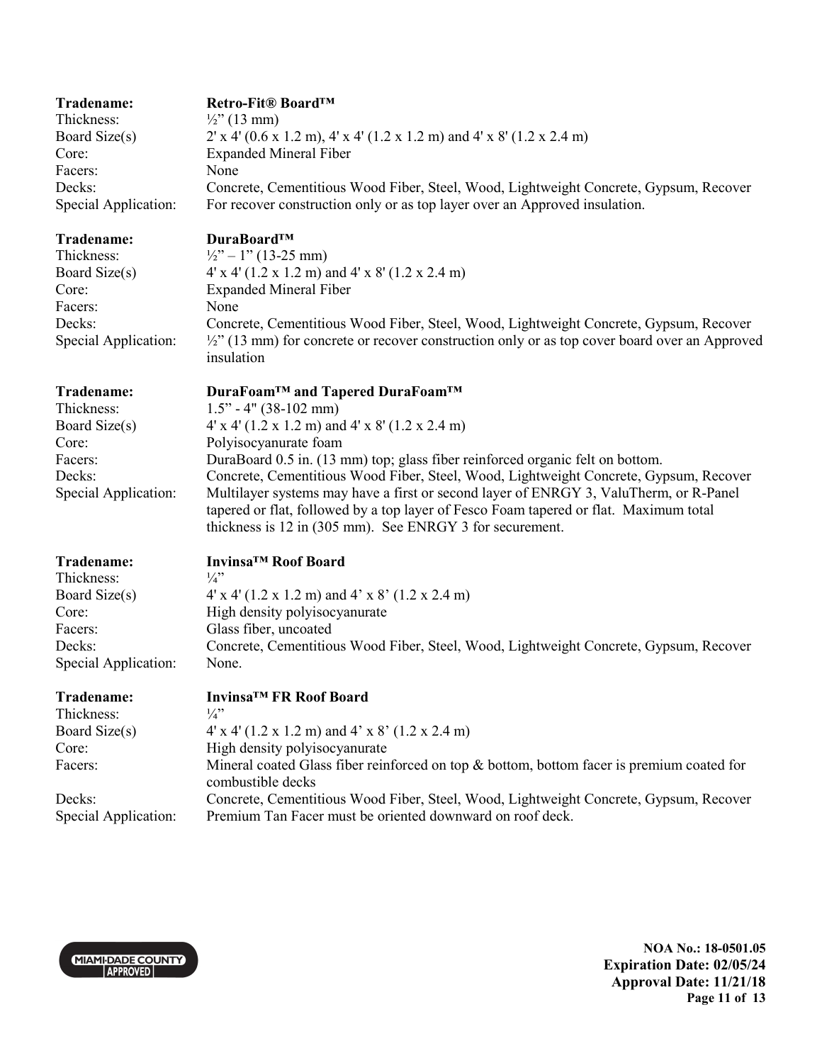| | |
|---|---|
| **Tradename:** | **Retro-Fit® Board™** |
| Thickness: | ½" (13 mm) |
| Board Size(s) | 2' x 4' (0.6 x 1.2 m), 4' x 4' (1.2 x 1.2 m) and 4' x 8' (1.2 x 2.4 m) |
| Core: | Expanded Mineral Fiber |
| Facers: | None |
| Decks: | Concrete, Cementitious Wood Fiber, Steel, Wood, Lightweight Concrete, Gypsum, Recover |
| Special Application: | For recover construction only or as top layer over an Approved insulation. |

| | |
|---|---|
| **Tradename:** | **DuraBoard™** |
| Thickness: | ½" – 1" (13-25 mm) |
| Board Size(s) | 4' x 4' (1.2 x 1.2 m) and 4' x 8' (1.2 x 2.4 m) |
| Core: | Expanded Mineral Fiber |
| Facers: | None |
| Decks: | Concrete, Cementitious Wood Fiber, Steel, Wood, Lightweight Concrete, Gypsum, Recover |
| Special Application: | ½" (13 mm) for concrete or recover construction only or as top cover board over an Approved insulation |

| | |
|---|---|
| **Tradename:** | **DuraFoam™ and Tapered DuraFoam™** |
| Thickness: | 1.5" - 4" (38-102 mm) |
| Board Size(s) | 4' x 4' (1.2 x 1.2 m) and 4' x 8' (1.2 x 2.4 m) |
| Core: | Polyisocyanurate foam |
| Facers: | DuraBoard 0.5 in. (13 mm) top; glass fiber reinforced organic felt on bottom. |
| Decks: | Concrete, Cementitious Wood Fiber, Steel, Wood, Lightweight Concrete, Gypsum, Recover |
| Special Application: | Multilayer systems may have a first or second layer of ENRGY 3, ValuTherm, or R-Panel tapered or flat, followed by a top layer of Fesco Foam tapered or flat. Maximum total thickness is 12 in (305 mm). See ENRGY 3 for securement. |

| | |
|---|---|
| **Tradename:** | **Invinsa™ Roof Board** |
| Thickness: | ¼" |
| Board Size(s) | 4' x 4' (1.2 x 1.2 m) and 4' x 8' (1.2 x 2.4 m) |
| Core: | High density polyisocyanurate |
| Facers: | Glass fiber, uncoated |
| Decks: | Concrete, Cementitious Wood Fiber, Steel, Wood, Lightweight Concrete, Gypsum, Recover |
| Special Application: | None. |

| | |
|---|---|
| **Tradename:** | **Invinsa™ FR Roof Board** |
| Thickness: | ¼" |
| Board Size(s) | 4' x 4' (1.2 x 1.2 m) and 4' x 8' (1.2 x 2.4 m) |
| Core: | High density polyisocyanurate |
| Facers: | Mineral coated Glass fiber reinforced on top & bottom, bottom facer is premium coated for combustible decks |
| Decks: | Concrete, Cementitious Wood Fiber, Steel, Wood, Lightweight Concrete, Gypsum, Recover |
| Special Application: | Premium Tan Facer must be oriented downward on roof deck. |

**NOA No.: 18-0501.05**
**Expiration Date: 02/05/24**
**Approval Date: 11/21/18**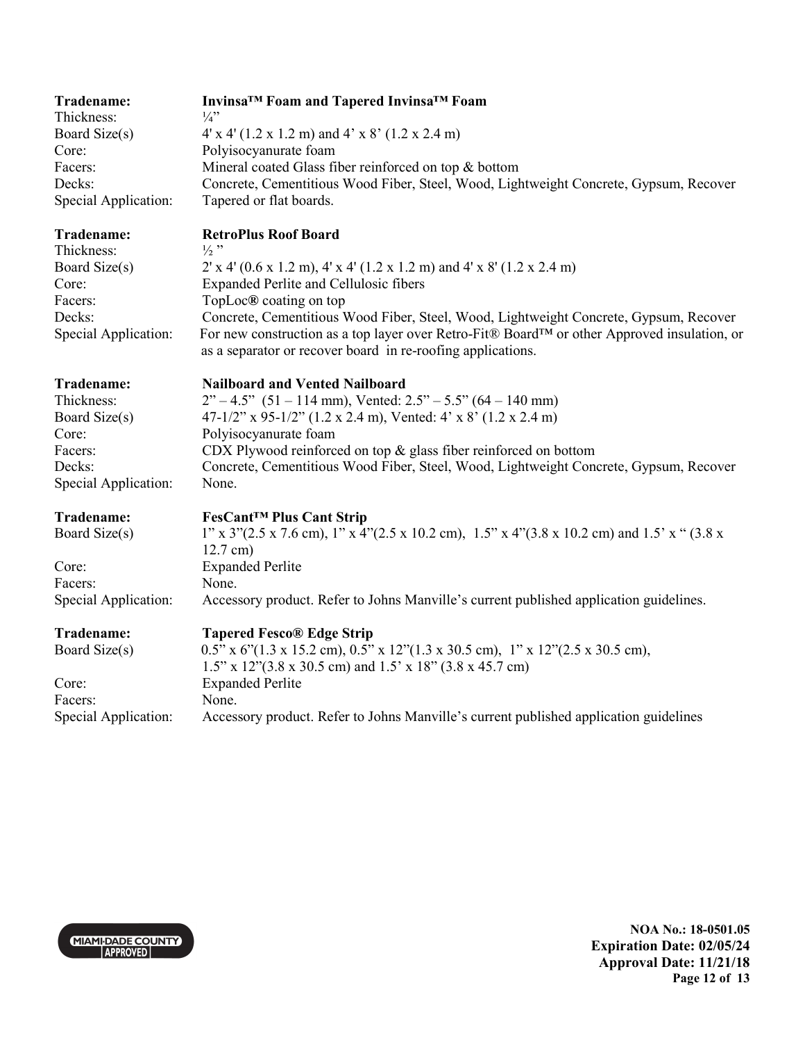**Tradename:** **Invinsa™ Foam and Tapered Invinsa™ Foam**
Thickness: ¼”
Board Size(s) 4' x 4' (1.2 x 1.2 m) and 4’ x 8’ (1.2 x 2.4 m)
Core: Polyisocyanurate foam
Facers: Mineral coated Glass fiber reinforced on top & bottom
Decks: Concrete, Cementitious Wood Fiber, Steel, Wood, Lightweight Concrete, Gypsum, Recover
Special Application: Tapered or flat boards.

**Tradename:** **RetroPlus Roof Board**
Thickness: ½ ”
Board Size(s) 2' x 4' (0.6 x 1.2 m), 4' x 4' (1.2 x 1.2 m) and 4' x 8' (1.2 x 2.4 m)
Core: Expanded Perlite and Cellulosic fibers
Facers: TopLoc® coating on top
Decks: Concrete, Cementitious Wood Fiber, Steel, Wood, Lightweight Concrete, Gypsum, Recover
Special Application: For new construction as a top layer over Retro-Fit® Board™ or other Approved insulation, or as a separator or recover board in re-roofing applications.

**Tradename:** **Nailboard and Vented Nailboard**
Thickness: 2” – 4.5” (51 – 114 mm), Vented: 2.5” – 5.5” (64 – 140 mm)
Board Size(s) 47-1/2” x 95-1/2” (1.2 x 2.4 m), Vented: 4’ x 8’ (1.2 x 2.4 m)
Core: Polyisocyanurate foam
Facers: CDX Plywood reinforced on top & glass fiber reinforced on bottom
Decks: Concrete, Cementitious Wood Fiber, Steel, Wood, Lightweight Concrete, Gypsum, Recover
Special Application: None.

**Tradename:** **FesCant™ Plus Cant Strip**
Board Size(s) 1” x 3”(2.5 x 7.6 cm), 1” x 4”(2.5 x 10.2 cm), 1.5” x 4”(3.8 x 10.2 cm) and 1.5’ x “ (3.8 x 12.7 cm)
Core: Expanded Perlite
Facers: None.
Special Application: Accessory product. Refer to Johns Manville’s current published application guidelines.

**Tradename:** **Tapered Fesco® Edge Strip**
Board Size(s) 0.5” x 6”(1.3 x 15.2 cm), 0.5” x 12”(1.3 x 30.5 cm), 1” x 12”(2.5 x 30.5 cm), 1.5” x 12”(3.8 x 30.5 cm) and 1.5’ x 18” (3.8 x 45.7 cm)
Core: Expanded Perlite
Facers: None.
Special Application: Accessory product. Refer to Johns Manville’s current published application guidelines

**NOA No.: 18-0501.05**
**Expiration Date: 02/05/24**
**Approval Date: 11/21/18**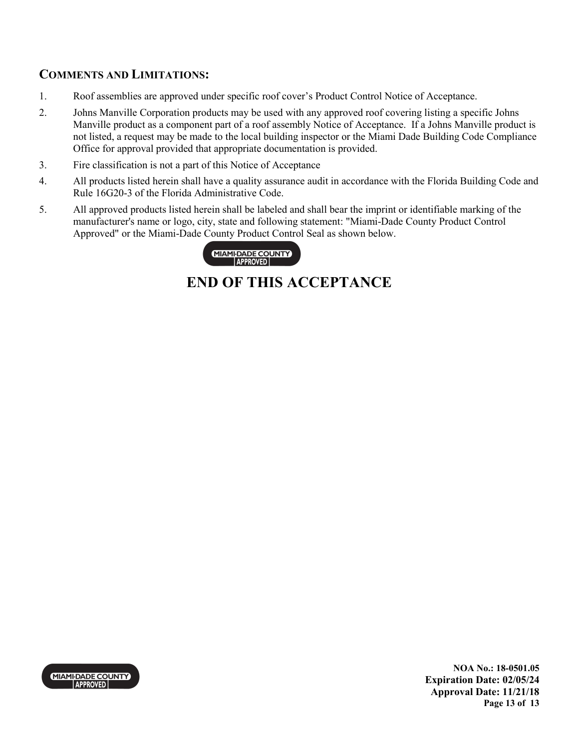## COMMENTS AND LIMITATIONS:

1. Roof assemblies are approved under specific roof cover's Product Control Notice of Acceptance.
2. Johns Manville Corporation products may be used with any approved roof covering listing a specific Johns Manville product as a component part of a roof assembly Notice of Acceptance. If a Johns Manville product is not listed, a request may be made to the local building inspector or the Miami Dade Building Code Compliance Office for approval provided that appropriate documentation is provided.
3. Fire classification is not a part of this Notice of Acceptance
4. All products listed herein shall have a quality assurance audit in accordance with the Florida Building Code and Rule 16G20-3 of the Florida Administrative Code.
5. All approved products listed herein shall be labeled and shall bear the imprint or identifiable marking of the manufacturer's name or logo, city, state and following statement: "Miami-Dade County Product Control Approved" or the Miami-Dade County Product Control Seal as shown below.

MIAMI-DADE COUNTY APPROVED

# END OF THIS ACCEPTANCE

**NOA No.: 18-0501.05**
**Expiration Date: 02/05/24**
**Approval Date: 11/21/18**